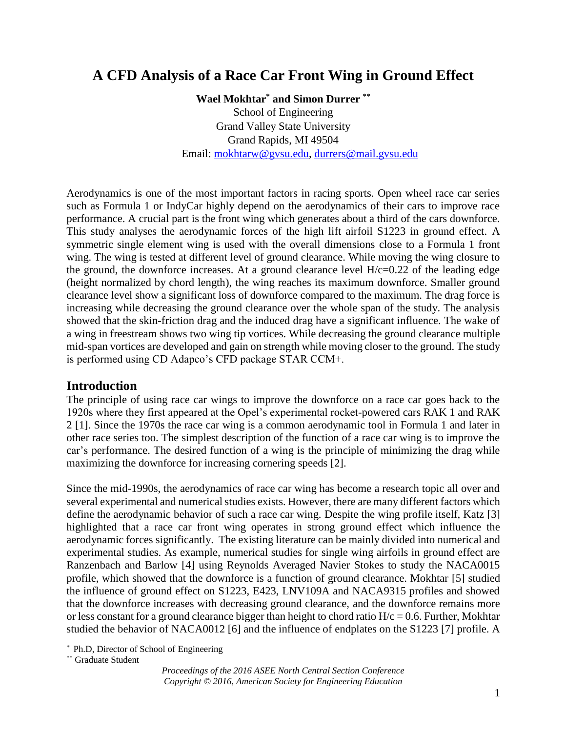# A CFD Analysis of a Race Car Front Wing in Ground Effect

**Wael Mokhtar[*] and Simon Durrer[**]**
School of Engineering
Grand Valley State University
Grand Rapids, MI 49504
Email: mokhtarw@gvsu.edu, durrers@mail.gvsu.edu

Aerodynamics is one of the most important factors in racing sports. Open wheel race car series such as Formula 1 or IndyCar highly depend on the aerodynamics of their cars to improve race performance. A crucial part is the front wing which generates about a third of the cars downforce. This study analyses the aerodynamic forces of the high lift airfoil S1223 in ground effect. A symmetric single element wing is used with the overall dimensions close to a Formula 1 front wing. The wing is tested at different level of ground clearance. While moving the wing closure to the ground, the downforce increases. At a ground clearance level H/c=0.22 of the leading edge (height normalized by chord length), the wing reaches its maximum downforce. Smaller ground clearance level show a significant loss of downforce compared to the maximum. The drag force is increasing while decreasing the ground clearance over the whole span of the study. The analysis showed that the skin-friction drag and the induced drag have a significant influence. The wake of a wing in freestream shows two wing tip vortices. While decreasing the ground clearance multiple mid-span vortices are developed and gain on strength while moving closer to the ground. The study is performed using CD Adapco's CFD package STAR CCM+.

## Introduction

The principle of using race car wings to improve the downforce on a race car goes back to the 1920s where they first appeared at the Opel's experimental rocket-powered cars RAK 1 and RAK 2 [1]. Since the 1970s the race car wing is a common aerodynamic tool in Formula 1 and later in other race series too. The simplest description of the function of a race car wing is to improve the car's performance. The desired function of a wing is the principle of minimizing the drag while maximizing the downforce for increasing cornering speeds [2].

Since the mid-1990s, the aerodynamics of race car wing has become a research topic all over and several experimental and numerical studies exists. However, there are many different factors which define the aerodynamic behavior of such a race car wing. Despite the wing profile itself, Katz [3] highlighted that a race car front wing operates in strong ground effect which influence the aerodynamic forces significantly. The existing literature can be mainly divided into numerical and experimental studies. As example, numerical studies for single wing airfoils in ground effect are Ranzenbach and Barlow [4] using Reynolds Averaged Navier Stokes to study the NACA0015 profile, which showed that the downforce is a function of ground clearance. Mokhtar [5] studied the influence of ground effect on S1223, E423, LNV109A and NACA9315 profiles and showed that the downforce increases with decreasing ground clearance, and the downforce remains more or less constant for a ground clearance bigger than height to chord ratio H/c = 0.6. Further, Mokhtar studied the behavior of NACA0012 [6] and the influence of endplates on the S1223 [7] profile. A

[*] Ph.D, Director of School of Engineering

[**] Graduate Student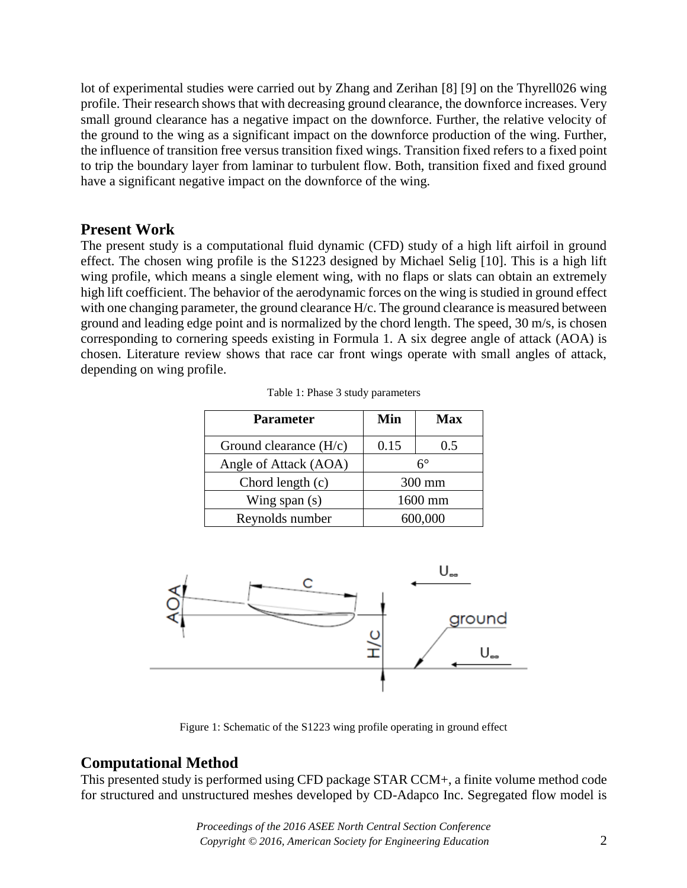lot of experimental studies were carried out by Zhang and Zerihan [8] [9] on the Thyrell026 wing profile. Their research shows that with decreasing ground clearance, the downforce increases. Very small ground clearance has a negative impact on the downforce. Further, the relative velocity of the ground to the wing as a significant impact on the downforce production of the wing. Further, the influence of transition free versus transition fixed wings. Transition fixed refers to a fixed point to trip the boundary layer from laminar to turbulent flow. Both, transition fixed and fixed ground have a significant negative impact on the downforce of the wing.

## Present Work

The present study is a computational fluid dynamic (CFD) study of a high lift airfoil in ground effect. The chosen wing profile is the S1223 designed by Michael Selig [10]. This is a high lift wing profile, which means a single element wing, with no flaps or slats can obtain an extremely high lift coefficient. The behavior of the aerodynamic forces on the wing is studied in ground effect with one changing parameter, the ground clearance H/c. The ground clearance is measured between ground and leading edge point and is normalized by the chord length. The speed, 30 m/s, is chosen corresponding to cornering speeds existing in Formula 1. A six degree angle of attack (AOA) is chosen. Literature review shows that race car front wings operate with small angles of attack, depending on wing profile.

Table 1: Phase 3 study parameters

| Parameter | Min | Max |
|---|---|---|
| Ground clearance (H/c) | 0.15 | 0.5 |
| Angle of Attack (AOA) | 6° | |
| Chord length (c) | 300 mm | |
| Wing span (s) | 1600 mm | |
| Reynolds number | 600,000 | |

Figure 1: Schematic of the S1223 wing profile operating in ground effect

## Computational Method

This presented study is performed using CFD package STAR CCM+, a finite volume method code for structured and unstructured meshes developed by CD-Adapco Inc. Segregated flow model is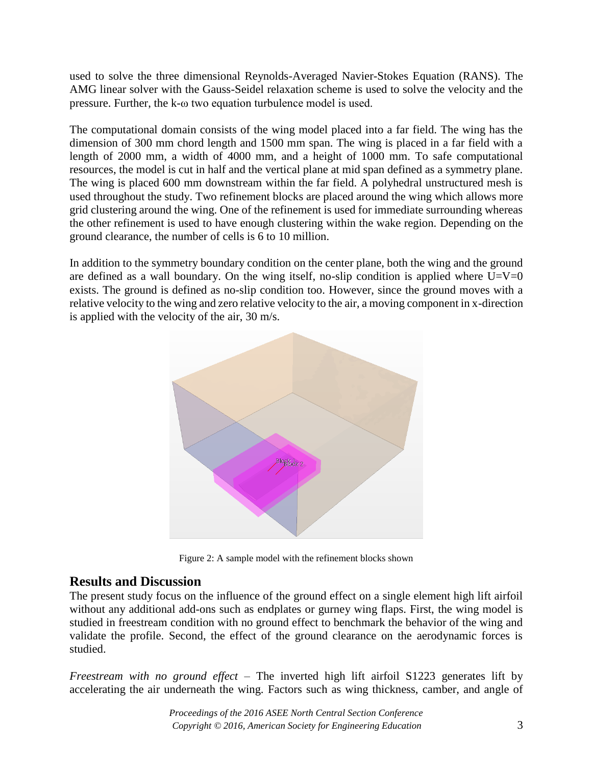used to solve the three dimensional Reynolds-Averaged Navier-Stokes Equation (RANS). The AMG linear solver with the Gauss-Seidel relaxation scheme is used to solve the velocity and the pressure. Further, the k-ω two equation turbulence model is used.

The computational domain consists of the wing model placed into a far field. The wing has the dimension of 300 mm chord length and 1500 mm span. The wing is placed in a far field with a length of 2000 mm, a width of 4000 mm, and a height of 1000 mm. To safe computational resources, the model is cut in half and the vertical plane at mid span defined as a symmetry plane. The wing is placed 600 mm downstream within the far field. A polyhedral unstructured mesh is used throughout the study. Two refinement blocks are placed around the wing which allows more grid clustering around the wing. One of the refinement is used for immediate surrounding whereas the other refinement is used to have enough clustering within the wake region. Depending on the ground clearance, the number of cells is 6 to 10 million.

In addition to the symmetry boundary condition on the center plane, both the wing and the ground are defined as a wall boundary. On the wing itself, no-slip condition is applied where U=V=0 exists. The ground is defined as no-slip condition too. However, since the ground moves with a relative velocity to the wing and zero relative velocity to the air, a moving component in x-direction is applied with the velocity of the air, 30 m/s.

Figure 2: A sample model with the refinement blocks shown

## Results and Discussion

The present study focus on the influence of the ground effect on a single element high lift airfoil without any additional add-ons such as endplates or gurney wing flaps. First, the wing model is studied in freestream condition with no ground effect to benchmark the behavior of the wing and validate the profile. Second, the effect of the ground clearance on the aerodynamic forces is studied.

*Freestream with no ground effect* – The inverted high lift airfoil S1223 generates lift by accelerating the air underneath the wing. Factors such as wing thickness, camber, and angle of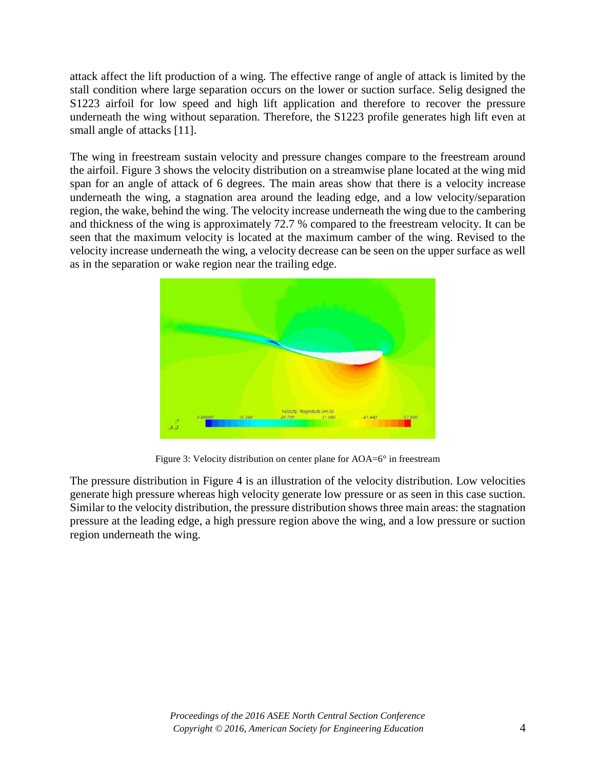attack affect the lift production of a wing. The effective range of angle of attack is limited by the stall condition where large separation occurs on the lower or suction surface. Selig designed the S1223 airfoil for low speed and high lift application and therefore to recover the pressure underneath the wing without separation. Therefore, the S1223 profile generates high lift even at small angle of attacks [11].

The wing in freestream sustain velocity and pressure changes compare to the freestream around the airfoil. Figure 3 shows the velocity distribution on a streamwise plane located at the wing mid span for an angle of attack of 6 degrees. The main areas show that there is a velocity increase underneath the wing, a stagnation area around the leading edge, and a low velocity/separation region, the wake, behind the wing. The velocity increase underneath the wing due to the cambering and thickness of the wing is approximately 72.7 % compared to the freestream velocity. It can be seen that the maximum velocity is located at the maximum camber of the wing. Revised to the velocity increase underneath the wing, a velocity decrease can be seen on the upper surface as well as in the separation or wake region near the trailing edge.

Figure 3: Velocity distribution on center plane for AOA=6° in freestream

The pressure distribution in Figure 4 is an illustration of the velocity distribution. Low velocities generate high pressure whereas high velocity generate low pressure or as seen in this case suction. Similar to the velocity distribution, the pressure distribution shows three main areas: the stagnation pressure at the leading edge, a high pressure region above the wing, and a low pressure or suction region underneath the wing.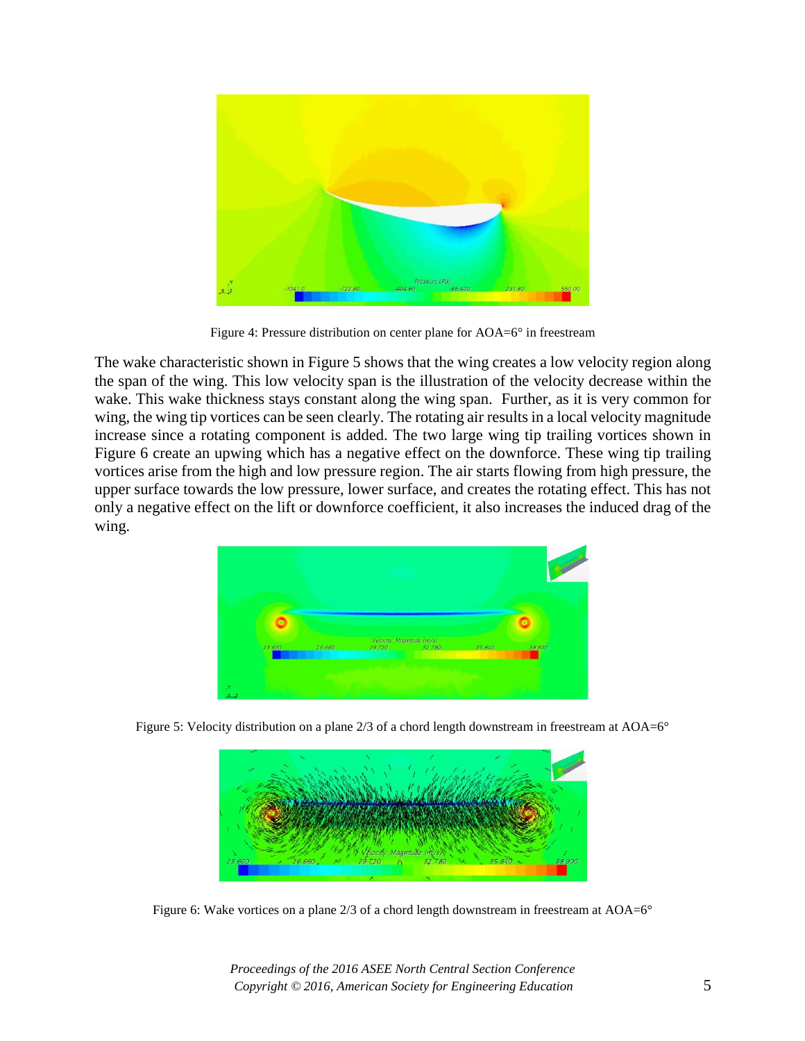Figure 4: Pressure distribution on center plane for AOA=6° in freestream

The wake characteristic shown in Figure 5 shows that the wing creates a low velocity region along the span of the wing. This low velocity span is the illustration of the velocity decrease within the wake. This wake thickness stays constant along the wing span. Further, as it is very common for wing, the wing tip vortices can be seen clearly. The rotating air results in a local velocity magnitude increase since a rotating component is added. The two large wing tip trailing vortices shown in Figure 6 create an upwing which has a negative effect on the downforce. These wing tip trailing vortices arise from the high and low pressure region. The air starts flowing from high pressure, the upper surface towards the low pressure, lower surface, and creates the rotating effect. This has not only a negative effect on the lift or downforce coefficient, it also increases the induced drag of the wing.

Figure 5: Velocity distribution on a plane 2/3 of a chord length downstream in freestream at AOA=6°

Figure 6: Wake vortices on a plane 2/3 of a chord length downstream in freestream at AOA=6°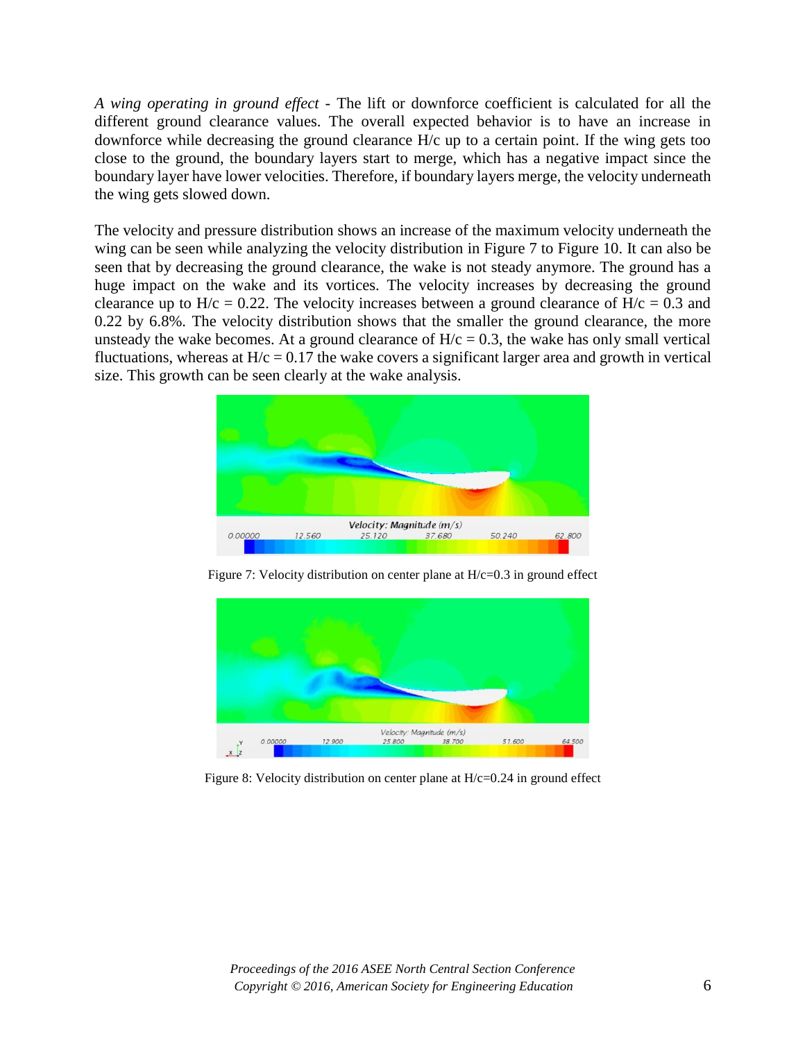*A wing operating in ground effect* - The lift or downforce coefficient is calculated for all the different ground clearance values. The overall expected behavior is to have an increase in downforce while decreasing the ground clearance H/c up to a certain point. If the wing gets too close to the ground, the boundary layers start to merge, which has a negative impact since the boundary layer have lower velocities. Therefore, if boundary layers merge, the velocity underneath the wing gets slowed down.

The velocity and pressure distribution shows an increase of the maximum velocity underneath the wing can be seen while analyzing the velocity distribution in Figure 7 to Figure 10. It can also be seen that by decreasing the ground clearance, the wake is not steady anymore. The ground has a huge impact on the wake and its vortices. The velocity increases by decreasing the ground clearance up to H/c = 0.22. The velocity increases between a ground clearance of H/c = 0.3 and 0.22 by 6.8%. The velocity distribution shows that the smaller the ground clearance, the more unsteady the wake becomes. At a ground clearance of H/c = 0.3, the wake has only small vertical fluctuations, whereas at H/c = 0.17 the wake covers a significant larger area and growth in vertical size. This growth can be seen clearly at the wake analysis.

Figure 7: Velocity distribution on center plane at H/c=0.3 in ground effect

Figure 8: Velocity distribution on center plane at H/c=0.24 in ground effect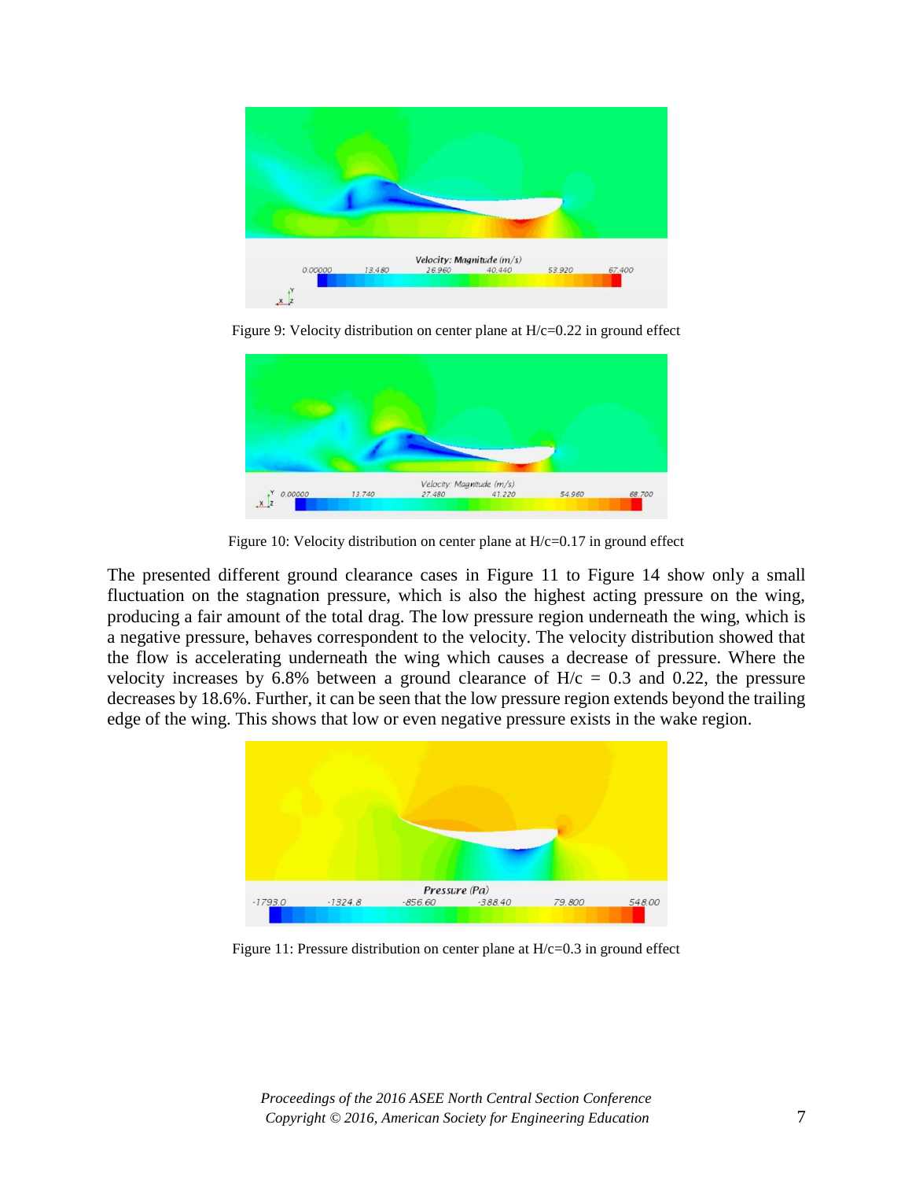Figure 9: Velocity distribution on center plane at H/c=0.22 in ground effect

Figure 10: Velocity distribution on center plane at H/c=0.17 in ground effect

The presented different ground clearance cases in Figure 11 to Figure 14 show only a small fluctuation on the stagnation pressure, which is also the highest acting pressure on the wing, producing a fair amount of the total drag. The low pressure region underneath the wing, which is a negative pressure, behaves correspondent to the velocity. The velocity distribution showed that the flow is accelerating underneath the wing which causes a decrease of pressure. Where the velocity increases by 6.8% between a ground clearance of H/c = 0.3 and 0.22, the pressure decreases by 18.6%. Further, it can be seen that the low pressure region extends beyond the trailing edge of the wing. This shows that low or even negative pressure exists in the wake region.

Figure 11: Pressure distribution on center plane at H/c=0.3 in ground effect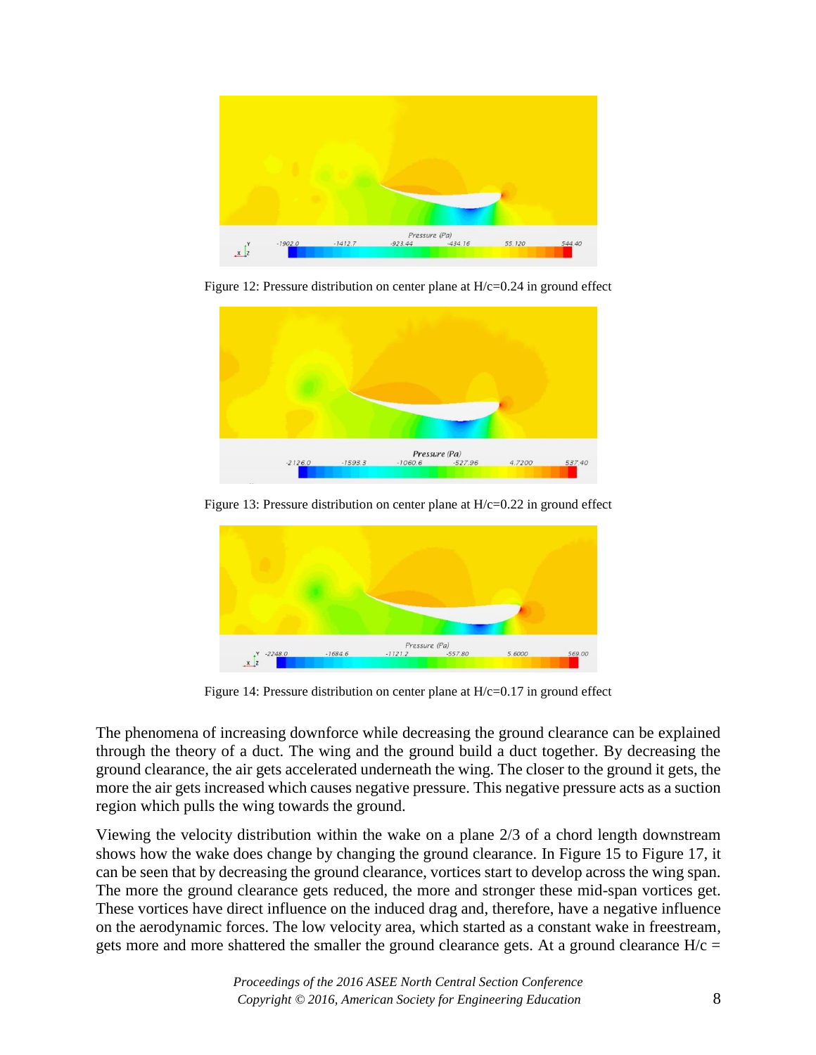Figure 12: Pressure distribution on center plane at H/c=0.24 in ground effect

Figure 13: Pressure distribution on center plane at H/c=0.22 in ground effect

Figure 14: Pressure distribution on center plane at H/c=0.17 in ground effect

The phenomena of increasing downforce while decreasing the ground clearance can be explained through the theory of a duct. The wing and the ground build a duct together. By decreasing the ground clearance, the air gets accelerated underneath the wing. The closer to the ground it gets, the more the air gets increased which causes negative pressure. This negative pressure acts as a suction region which pulls the wing towards the ground.

Viewing the velocity distribution within the wake on a plane 2/3 of a chord length downstream shows how the wake does change by changing the ground clearance. In Figure 15 to Figure 17, it can be seen that by decreasing the ground clearance, vortices start to develop across the wing span. The more the ground clearance gets reduced, the more and stronger these mid-span vortices get. These vortices have direct influence on the induced drag and, therefore, have a negative influence on the aerodynamic forces. The low velocity area, which started as a constant wake in freestream, gets more and more shattered the smaller the ground clearance gets. At a ground clearance H/c =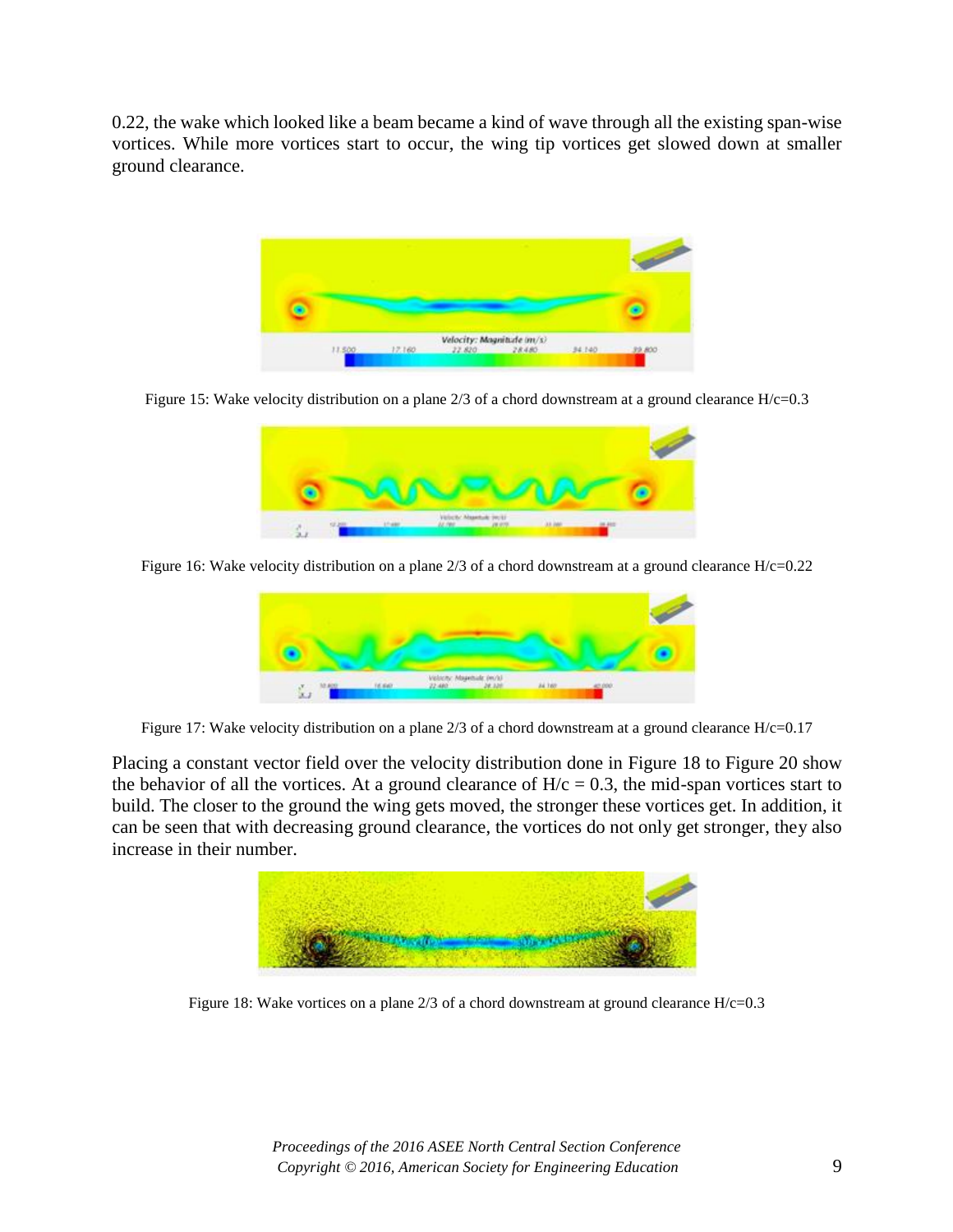0.22, the wake which looked like a beam became a kind of wave through all the existing span-wise vortices. While more vortices start to occur, the wing tip vortices get slowed down at smaller ground clearance.

Figure 15: Wake velocity distribution on a plane 2/3 of a chord downstream at a ground clearance H/c=0.3

Figure 16: Wake velocity distribution on a plane 2/3 of a chord downstream at a ground clearance H/c=0.22

Figure 17: Wake velocity distribution on a plane 2/3 of a chord downstream at a ground clearance H/c=0.17

Placing a constant vector field over the velocity distribution done in Figure 18 to Figure 20 show the behavior of all the vortices. At a ground clearance of $H/c = 0.3$, the mid-span vortices start to build. The closer to the ground the wing gets moved, the stronger these vortices get. In addition, it can be seen that with decreasing ground clearance, the vortices do not only get stronger, they also increase in their number.

Figure 18: Wake vortices on a plane 2/3 of a chord downstream at ground clearance H/c=0.3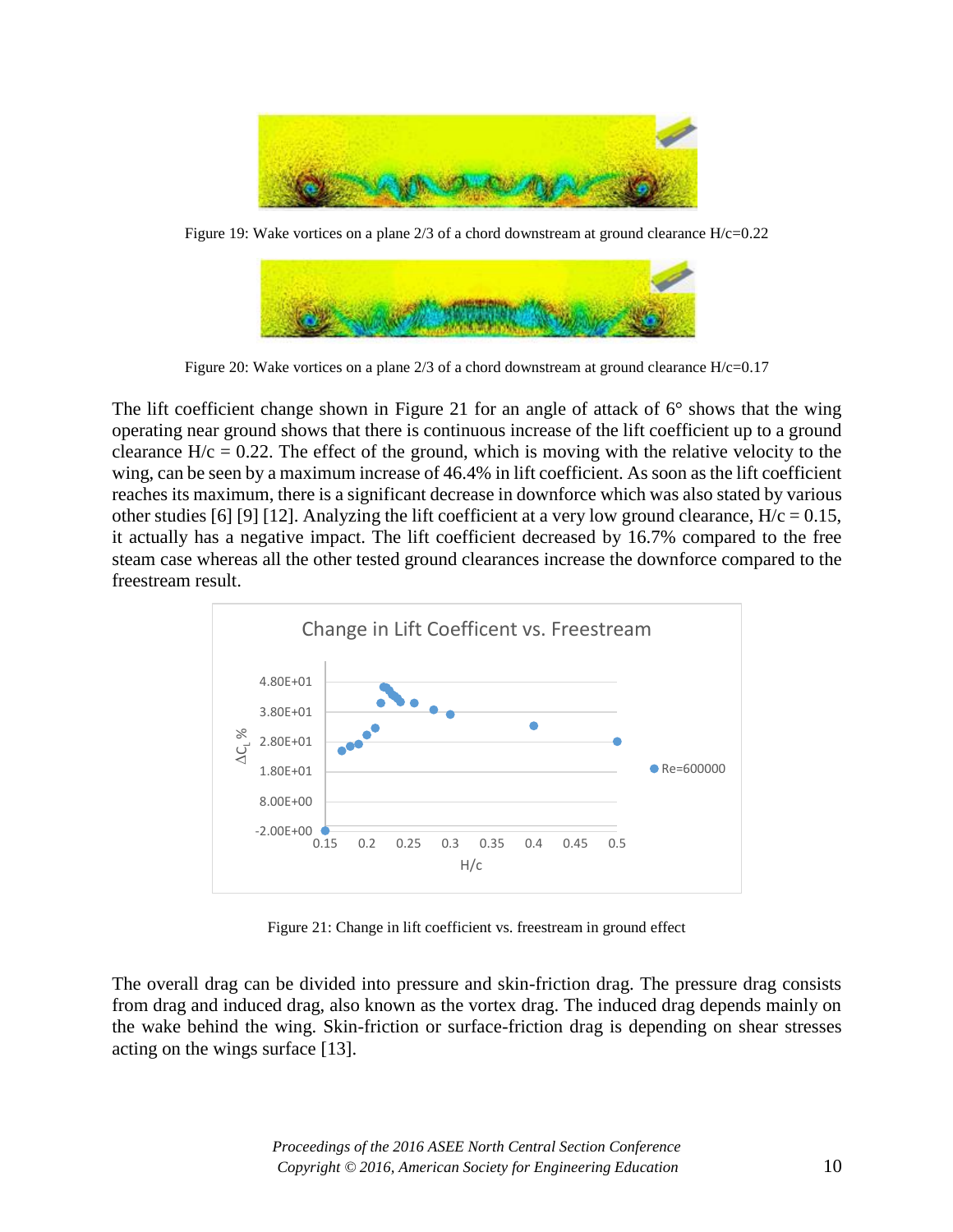Figure 19: Wake vortices on a plane 2/3 of a chord downstream at ground clearance H/c=0.22

Figure 20: Wake vortices on a plane 2/3 of a chord downstream at ground clearance H/c=0.17

The lift coefficient change shown in Figure 21 for an angle of attack of 6° shows that the wing operating near ground shows that there is continuous increase of the lift coefficient up to a ground clearance H/c = 0.22. The effect of the ground, which is moving with the relative velocity to the wing, can be seen by a maximum increase of 46.4% in lift coefficient. As soon as the lift coefficient reaches its maximum, there is a significant decrease in downforce which was also stated by various other studies [6] [9] [12]. Analyzing the lift coefficient at a very low ground clearance, H/c = 0.15, it actually has a negative impact. The lift coefficient decreased by 16.7% compared to the free steam case whereas all the other tested ground clearances increase the downforce compared to the freestream result.

Figure 21: Change in lift coefficient vs. freestream in ground effect

The overall drag can be divided into pressure and skin-friction drag. The pressure drag consists from drag and induced drag, also known as the vortex drag. The induced drag depends mainly on the wake behind the wing. Skin-friction or surface-friction drag is depending on shear stresses acting on the wings surface [13].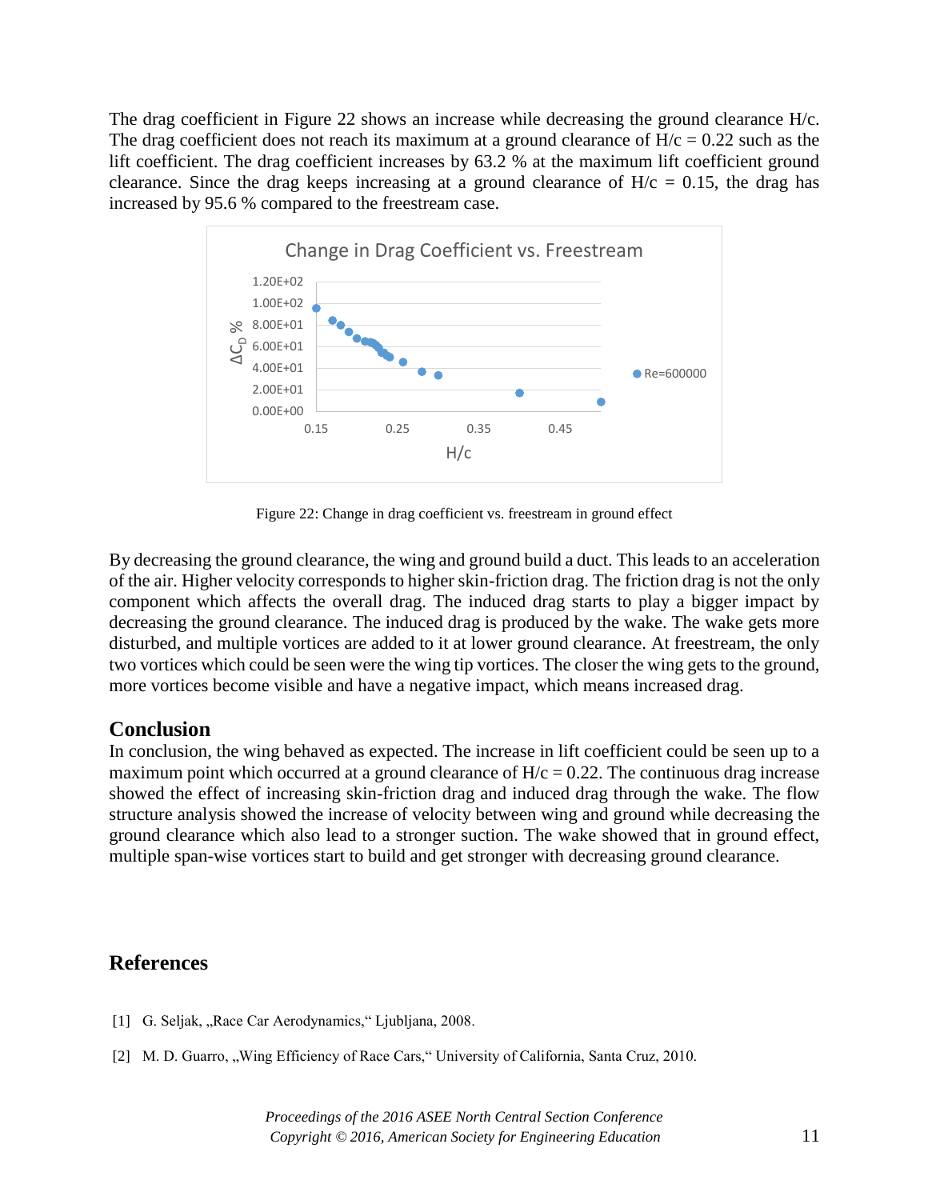The drag coefficient in Figure 22 shows an increase while decreasing the ground clearance H/c. The drag coefficient does not reach its maximum at a ground clearance of H/c = 0.22 such as the lift coefficient. The drag coefficient increases by 63.2 % at the maximum lift coefficient ground clearance. Since the drag keeps increasing at a ground clearance of H/c = 0.15, the drag has increased by 95.6 % compared to the freestream case.

Figure 22: Change in drag coefficient vs. freestream in ground effect

By decreasing the ground clearance, the wing and ground build a duct. This leads to an acceleration of the air. Higher velocity corresponds to higher skin-friction drag. The friction drag is not the only component which affects the overall drag. The induced drag starts to play a bigger impact by decreasing the ground clearance. The induced drag is produced by the wake. The wake gets more disturbed, and multiple vortices are added to it at lower ground clearance. At freestream, the only two vortices which could be seen were the wing tip vortices. The closer the wing gets to the ground, more vortices become visible and have a negative impact, which means increased drag.

## Conclusion

In conclusion, the wing behaved as expected. The increase in lift coefficient could be seen up to a maximum point which occurred at a ground clearance of H/c = 0.22. The continuous drag increase showed the effect of increasing skin-friction drag and induced drag through the wake. The flow structure analysis showed the increase of velocity between wing and ground while decreasing the ground clearance which also lead to a stronger suction. The wake showed that in ground effect, multiple span-wise vortices start to build and get stronger with decreasing ground clearance.

## References

[1] G. Seljak, „Race Car Aerodynamics," Ljubljana, 2008.

[2] M. D. Guarro, „Wing Efficiency of Race Cars," University of California, Santa Cruz, 2010.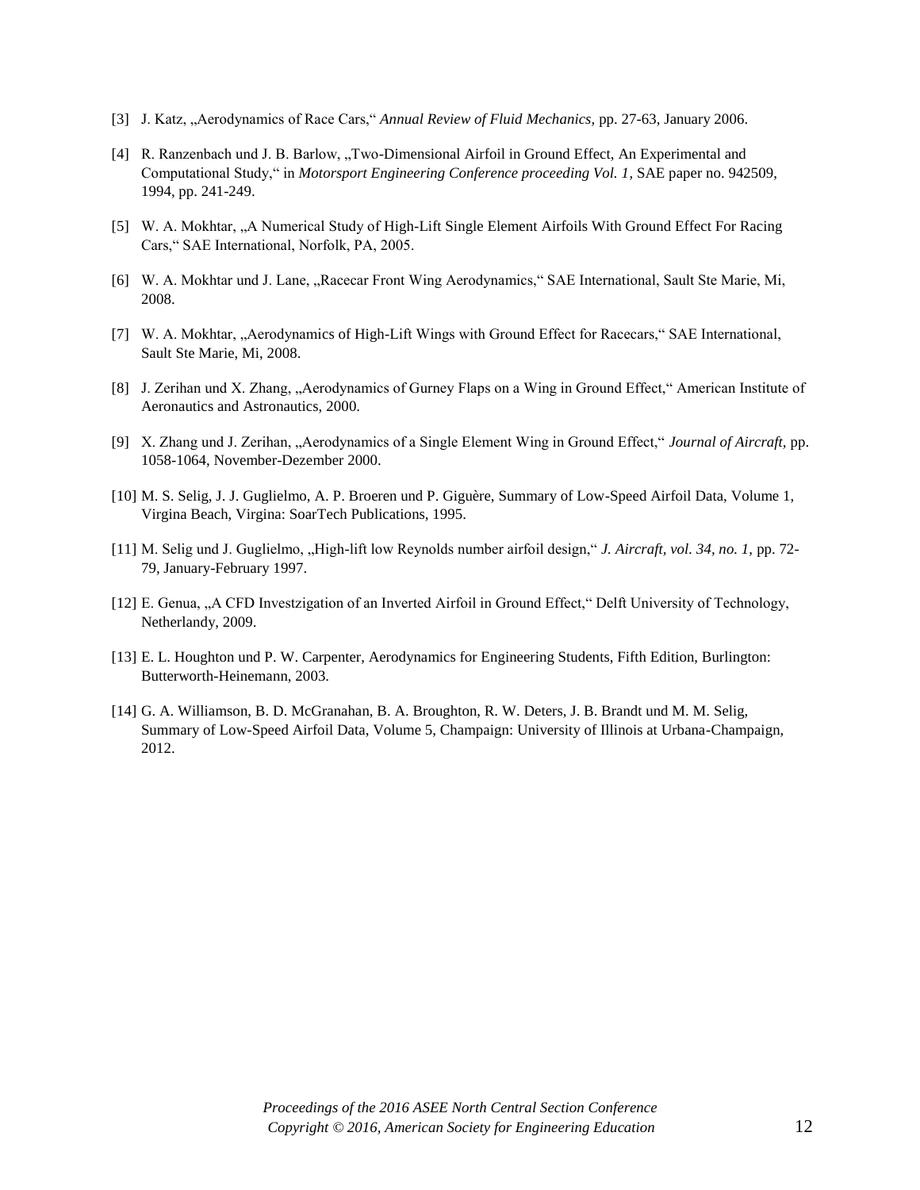[3] J. Katz, „Aerodynamics of Race Cars," *Annual Review of Fluid Mechanics,* pp. 27-63, January 2006.

[4] R. Ranzenbach und J. B. Barlow, „Two-Dimensional Airfoil in Ground Effect, An Experimental and Computational Study," in *Motorsport Engineering Conference proceeding Vol. 1*, SAE paper no. 942509, 1994, pp. 241-249.

[5] W. A. Mokhtar, „A Numerical Study of High-Lift Single Element Airfoils With Ground Effect For Racing Cars," SAE International, Norfolk, PA, 2005.

[6] W. A. Mokhtar und J. Lane, „Racecar Front Wing Aerodynamics," SAE International, Sault Ste Marie, Mi, 2008.

[7] W. A. Mokhtar, „Aerodynamics of High-Lift Wings with Ground Effect for Racecars," SAE International, Sault Ste Marie, Mi, 2008.

[8] J. Zerihan und X. Zhang, „Aerodynamics of Gurney Flaps on a Wing in Ground Effect," American Institute of Aeronautics and Astronautics, 2000.

[9] X. Zhang und J. Zerihan, „Aerodynamics of a Single Element Wing in Ground Effect," *Journal of Aircraft,* pp. 1058-1064, November-Dezember 2000.

[10] M. S. Selig, J. J. Guglielmo, A. P. Broeren und P. Giguère, Summary of Low-Speed Airfoil Data, Volume 1, Virgina Beach, Virgina: SoarTech Publications, 1995.

[11] M. Selig und J. Guglielmo, „High-lift low Reynolds number airfoil design," *J. Aircraft, vol. 34, no. 1,* pp. 72-79, January-February 1997.

[12] E. Genua, „A CFD Investzigation of an Inverted Airfoil in Ground Effect," Delft University of Technology, Netherlandy, 2009.

[13] E. L. Houghton und P. W. Carpenter, Aerodynamics for Engineering Students, Fifth Edition, Burlington: Butterworth-Heinemann, 2003.

[14] G. A. Williamson, B. D. McGranahan, B. A. Broughton, R. W. Deters, J. B. Brandt und M. M. Selig, Summary of Low-Speed Airfoil Data, Volume 5, Champaign: University of Illinois at Urbana-Champaign, 2012.